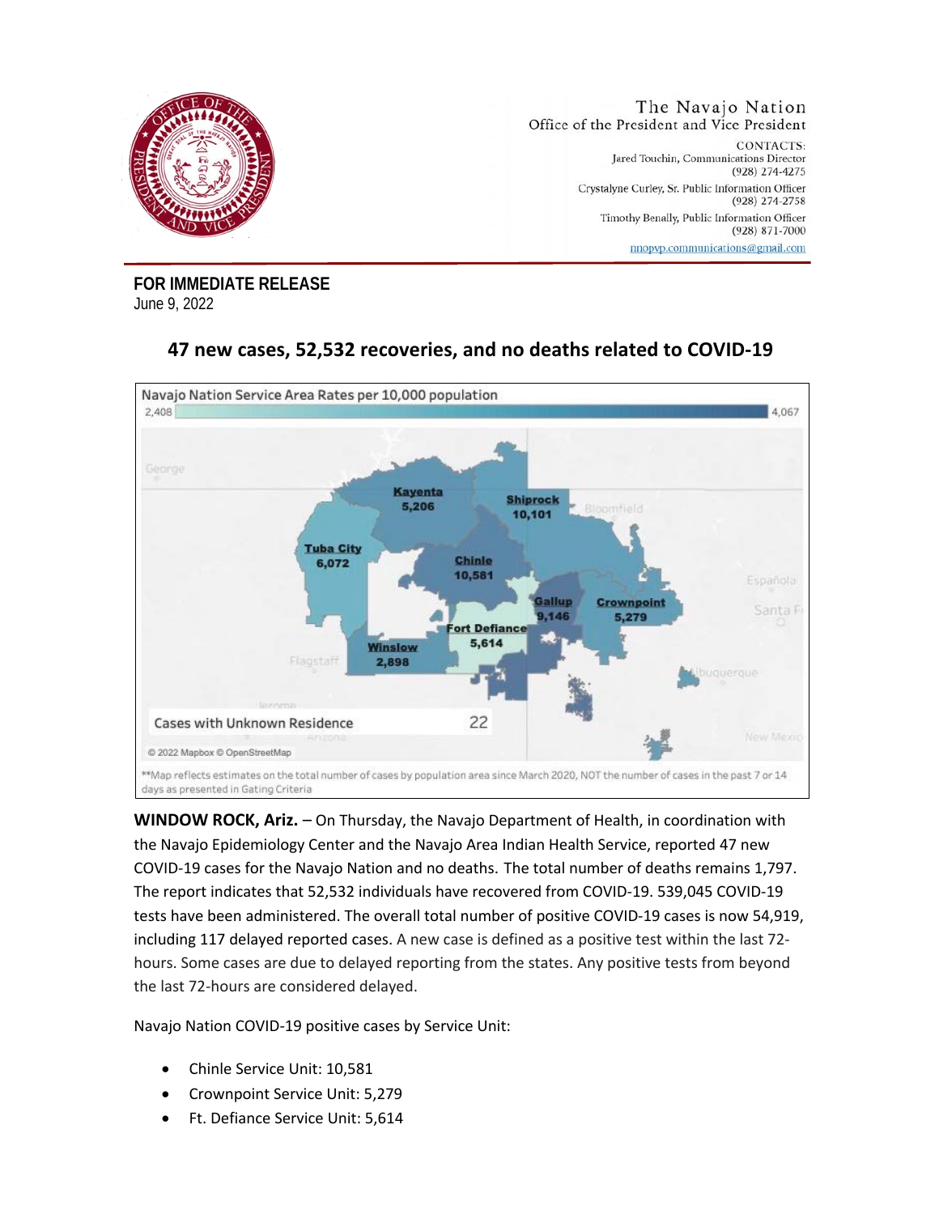The Navajo Nation
Office of the President and Vice President

CONTACTS:
Jared Touchin, Communications Director
(928) 274-4275
Crystalyne Curley, Sr. Public Information Officer
(928) 274-2758
Timothy Benally, Public Information Officer
(928) 871-7000
nnopvp.communications@gmail.com

**FOR IMMEDIATE RELEASE**
June 9, 2022

## 47 new cases, 52,532 recoveries, and no deaths related to COVID-19

Navajo Nation Service Area Rates per 10,000 population

2,408 — 4,067

Kayenta 5,206
Shiprock 10,101
Tuba City 6,072
Chinle 10,581
Gallup 9,146
Crownpoint 5,279
Fort Defiance 5,614
Winslow 2,898

Cases with Unknown Residence 22

© 2022 Mapbox © OpenStreetMap

**Map reflects estimates on the total number of cases by population area since March 2020, NOT the number of cases in the past 7 or 14 days as presented in Gating Criteria

**WINDOW ROCK, Ariz.** – On Thursday, the Navajo Department of Health, in coordination with the Navajo Epidemiology Center and the Navajo Area Indian Health Service, reported 47 new COVID-19 cases for the Navajo Nation and no deaths. The total number of deaths remains 1,797. The report indicates that 52,532 individuals have recovered from COVID-19. 539,045 COVID-19 tests have been administered. The overall total number of positive COVID-19 cases is now 54,919, including 117 delayed reported cases. A new case is defined as a positive test within the last 72-hours. Some cases are due to delayed reporting from the states. Any positive tests from beyond the last 72-hours are considered delayed.

Navajo Nation COVID-19 positive cases by Service Unit:

- Chinle Service Unit: 10,581
- Crownpoint Service Unit: 5,279
- Ft. Defiance Service Unit: 5,614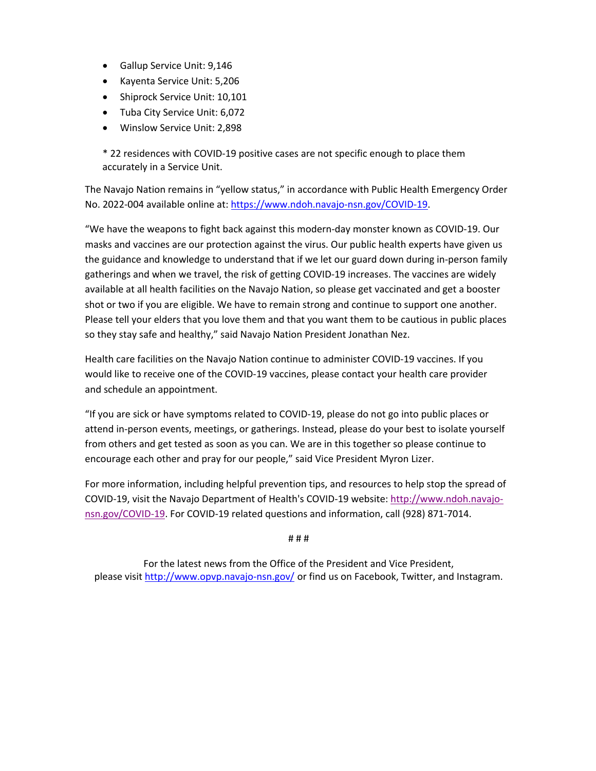- Gallup Service Unit: 9,146
- Kayenta Service Unit: 5,206
- Shiprock Service Unit: 10,101
- Tuba City Service Unit: 6,072
- Winslow Service Unit: 2,898

* 22 residences with COVID-19 positive cases are not specific enough to place them accurately in a Service Unit.

The Navajo Nation remains in "yellow status," in accordance with Public Health Emergency Order No. 2022-004 available online at: https://www.ndoh.navajo-nsn.gov/COVID-19.

"We have the weapons to fight back against this modern-day monster known as COVID-19. Our masks and vaccines are our protection against the virus. Our public health experts have given us the guidance and knowledge to understand that if we let our guard down during in-person family gatherings and when we travel, the risk of getting COVID-19 increases. The vaccines are widely available at all health facilities on the Navajo Nation, so please get vaccinated and get a booster shot or two if you are eligible. We have to remain strong and continue to support one another. Please tell your elders that you love them and that you want them to be cautious in public places so they stay safe and healthy," said Navajo Nation President Jonathan Nez.

Health care facilities on the Navajo Nation continue to administer COVID-19 vaccines. If you would like to receive one of the COVID-19 vaccines, please contact your health care provider and schedule an appointment.

"If you are sick or have symptoms related to COVID-19, please do not go into public places or attend in-person events, meetings, or gatherings. Instead, please do your best to isolate yourself from others and get tested as soon as you can. We are in this together so please continue to encourage each other and pray for our people," said Vice President Myron Lizer.

For more information, including helpful prevention tips, and resources to help stop the spread of COVID-19, visit the Navajo Department of Health's COVID-19 website: http://www.ndoh.navajo-nsn.gov/COVID-19. For COVID-19 related questions and information, call (928) 871-7014.

# # #

For the latest news from the Office of the President and Vice President, please visit http://www.opvp.navajo-nsn.gov/ or find us on Facebook, Twitter, and Instagram.